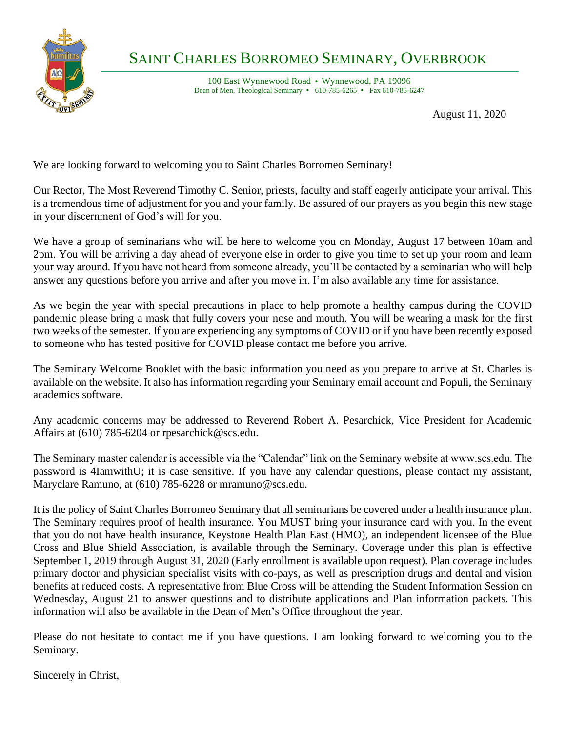# SAINT CHARLES BORROMEO SEMINARY, OVERBROOK

100 East Wynnewood Road • Wynnewood, PA 19096
Dean of Men, Theological Seminary • 610-785-6265 • Fax 610-785-6247

August 11, 2020

We are looking forward to welcoming you to Saint Charles Borromeo Seminary!

Our Rector, The Most Reverend Timothy C. Senior, priests, faculty and staff eagerly anticipate your arrival. This is a tremendous time of adjustment for you and your family. Be assured of our prayers as you begin this new stage in your discernment of God's will for you.

We have a group of seminarians who will be here to welcome you on Monday, August 17 between 10am and 2pm. You will be arriving a day ahead of everyone else in order to give you time to set up your room and learn your way around. If you have not heard from someone already, you'll be contacted by a seminarian who will help answer any questions before you arrive and after you move in. I'm also available any time for assistance.

As we begin the year with special precautions in place to help promote a healthy campus during the COVID pandemic please bring a mask that fully covers your nose and mouth. You will be wearing a mask for the first two weeks of the semester. If you are experiencing any symptoms of COVID or if you have been recently exposed to someone who has tested positive for COVID please contact me before you arrive.

The Seminary Welcome Booklet with the basic information you need as you prepare to arrive at St. Charles is available on the website. It also has information regarding your Seminary email account and Populi, the Seminary academics software.

Any academic concerns may be addressed to Reverend Robert A. Pesarchick, Vice President for Academic Affairs at (610) 785-6204 or rpesarchick@scs.edu.

The Seminary master calendar is accessible via the "Calendar" link on the Seminary website at www.scs.edu. The password is 4IamwithU; it is case sensitive. If you have any calendar questions, please contact my assistant, Maryclare Ramuno, at (610) 785-6228 or mramuno@scs.edu.

It is the policy of Saint Charles Borromeo Seminary that all seminarians be covered under a health insurance plan. The Seminary requires proof of health insurance. You MUST bring your insurance card with you. In the event that you do not have health insurance, Keystone Health Plan East (HMO), an independent licensee of the Blue Cross and Blue Shield Association, is available through the Seminary. Coverage under this plan is effective September 1, 2019 through August 31, 2020 (Early enrollment is available upon request). Plan coverage includes primary doctor and physician specialist visits with co-pays, as well as prescription drugs and dental and vision benefits at reduced costs. A representative from Blue Cross will be attending the Student Information Session on Wednesday, August 21 to answer questions and to distribute applications and Plan information packets. This information will also be available in the Dean of Men's Office throughout the year.

Please do not hesitate to contact me if you have questions. I am looking forward to welcoming you to the Seminary.

Sincerely in Christ,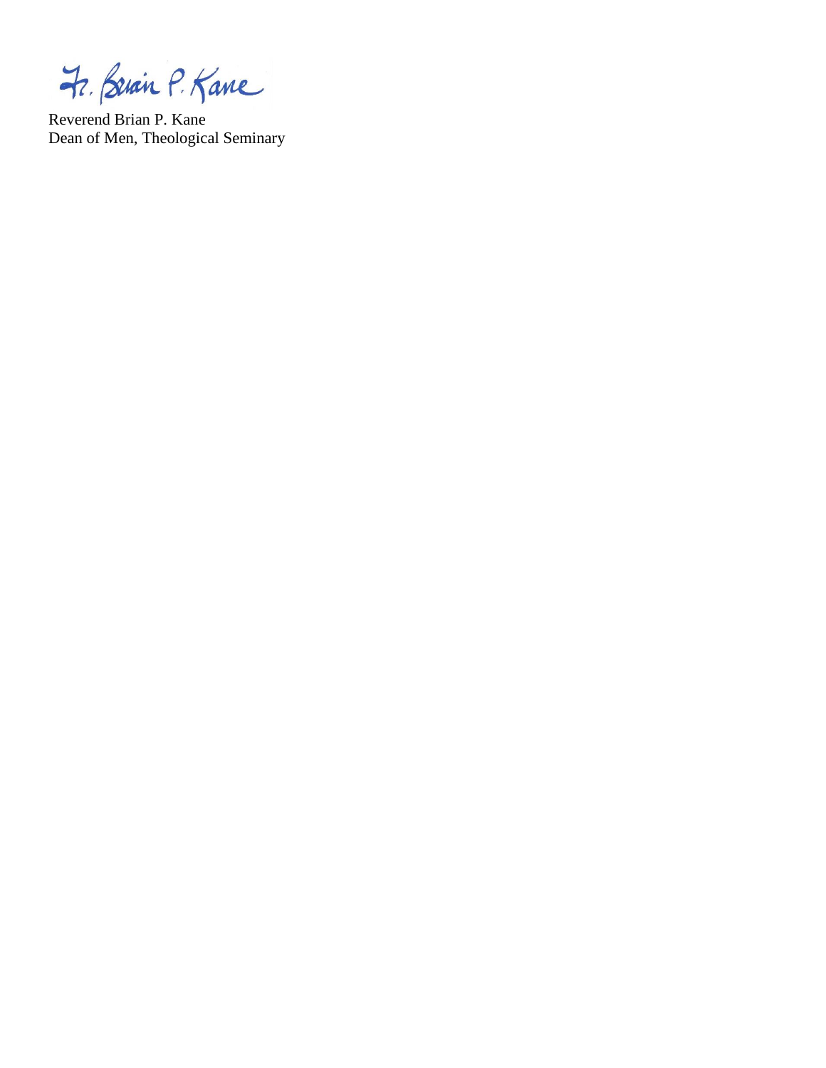Fr. Brian P. Kane

Reverend Brian P. Kane
Dean of Men, Theological Seminary